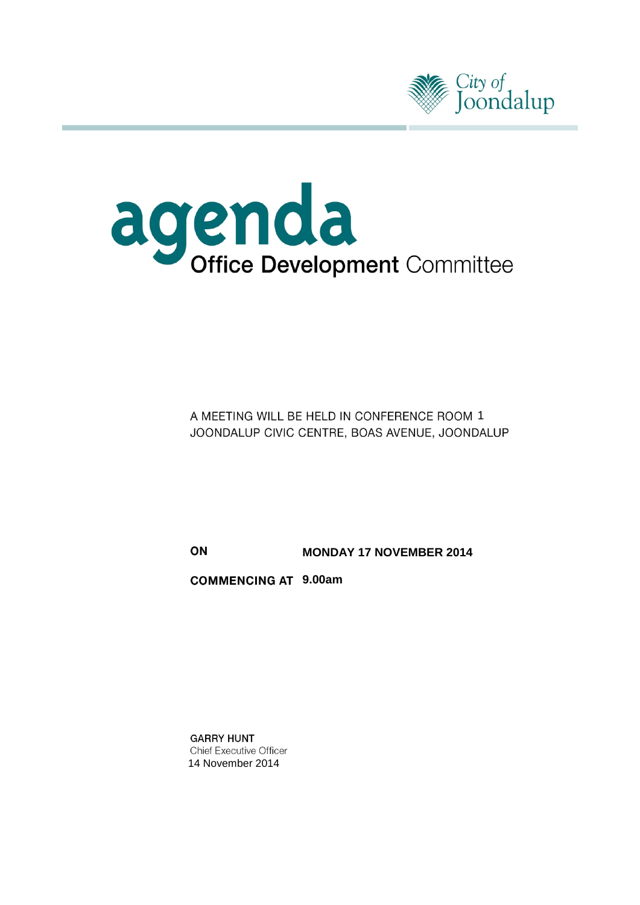City of Joondalup

# agenda

## Office Development Committee

A MEETING WILL BE HELD IN CONFERENCE ROOM 1
JOONDALUP CIVIC CENTRE, BOAS AVENUE, JOONDALUP

**ON** **MONDAY 17 NOVEMBER 2014**

**COMMENCING AT** **9.00am**

**GARRY HUNT**
Chief Executive Officer
14 November 2014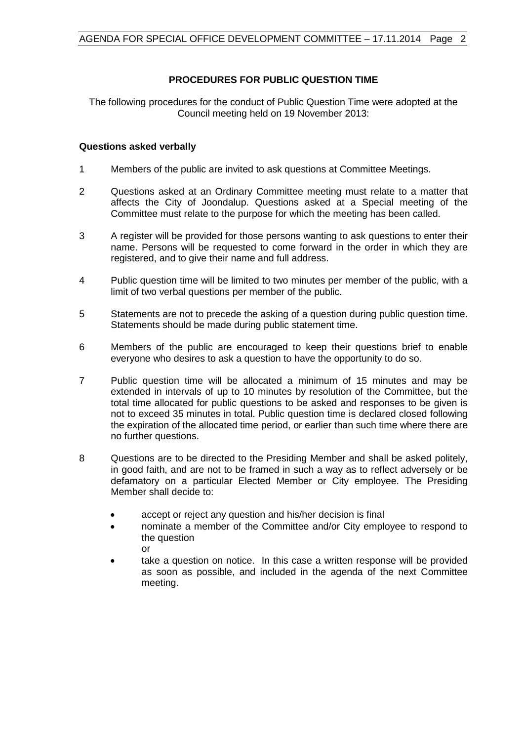## PROCEDURES FOR PUBLIC QUESTION TIME

The following procedures for the conduct of Public Question Time were adopted at the Council meeting held on 19 November 2013:

### Questions asked verbally

1. Members of the public are invited to ask questions at Committee Meetings.

2. Questions asked at an Ordinary Committee meeting must relate to a matter that affects the City of Joondalup. Questions asked at a Special meeting of the Committee must relate to the purpose for which the meeting has been called.

3. A register will be provided for those persons wanting to ask questions to enter their name. Persons will be requested to come forward in the order in which they are registered, and to give their name and full address.

4. Public question time will be limited to two minutes per member of the public, with a limit of two verbal questions per member of the public.

5. Statements are not to precede the asking of a question during public question time. Statements should be made during public statement time.

6. Members of the public are encouraged to keep their questions brief to enable everyone who desires to ask a question to have the opportunity to do so.

7. Public question time will be allocated a minimum of 15 minutes and may be extended in intervals of up to 10 minutes by resolution of the Committee, but the total time allocated for public questions to be asked and responses to be given is not to exceed 35 minutes in total. Public question time is declared closed following the expiration of the allocated time period, or earlier than such time where there are no further questions.

8. Questions are to be directed to the Presiding Member and shall be asked politely, in good faith, and are not to be framed in such a way as to reflect adversely or be defamatory on a particular Elected Member or City employee. The Presiding Member shall decide to:

   - accept or reject any question and his/her decision is final
   - nominate a member of the Committee and/or City employee to respond to the question
     or
   - take a question on notice. In this case a written response will be provided as soon as possible, and included in the agenda of the next Committee meeting.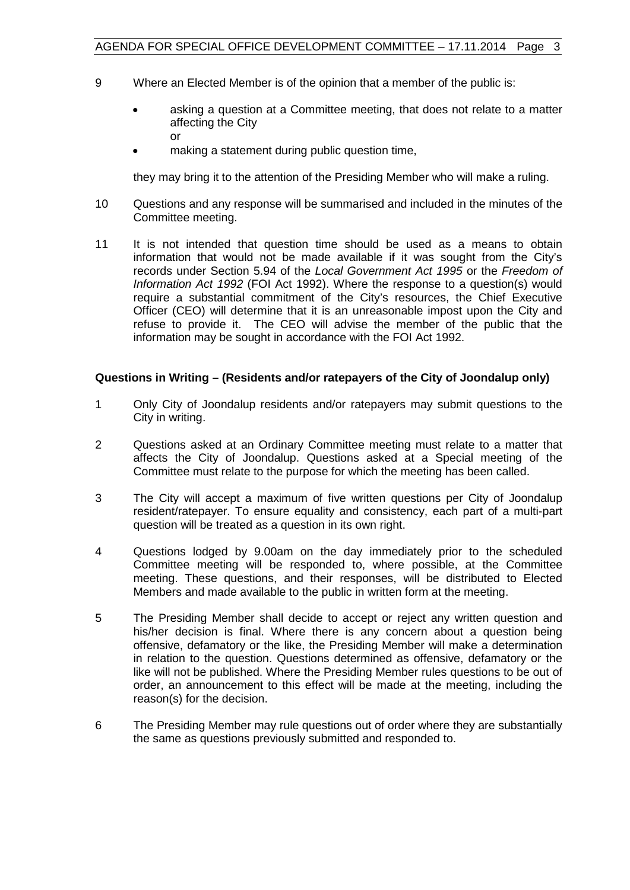9 Where an Elected Member is of the opinion that a member of the public is:

- asking a question at a Committee meeting, that does not relate to a matter affecting the City
  or
- making a statement during public question time,

they may bring it to the attention of the Presiding Member who will make a ruling.

10 Questions and any response will be summarised and included in the minutes of the Committee meeting.

11 It is not intended that question time should be used as a means to obtain information that would not be made available if it was sought from the City's records under Section 5.94 of the *Local Government Act 1995* or the *Freedom of Information Act 1992* (FOI Act 1992). Where the response to a question(s) would require a substantial commitment of the City's resources, the Chief Executive Officer (CEO) will determine that it is an unreasonable impost upon the City and refuse to provide it. The CEO will advise the member of the public that the information may be sought in accordance with the FOI Act 1992.

**Questions in Writing – (Residents and/or ratepayers of the City of Joondalup only)**

1 Only City of Joondalup residents and/or ratepayers may submit questions to the City in writing.

2 Questions asked at an Ordinary Committee meeting must relate to a matter that affects the City of Joondalup. Questions asked at a Special meeting of the Committee must relate to the purpose for which the meeting has been called.

3 The City will accept a maximum of five written questions per City of Joondalup resident/ratepayer. To ensure equality and consistency, each part of a multi-part question will be treated as a question in its own right.

4 Questions lodged by 9.00am on the day immediately prior to the scheduled Committee meeting will be responded to, where possible, at the Committee meeting. These questions, and their responses, will be distributed to Elected Members and made available to the public in written form at the meeting.

5 The Presiding Member shall decide to accept or reject any written question and his/her decision is final. Where there is any concern about a question being offensive, defamatory or the like, the Presiding Member will make a determination in relation to the question. Questions determined as offensive, defamatory or the like will not be published. Where the Presiding Member rules questions to be out of order, an announcement to this effect will be made at the meeting, including the reason(s) for the decision.

6 The Presiding Member may rule questions out of order where they are substantially the same as questions previously submitted and responded to.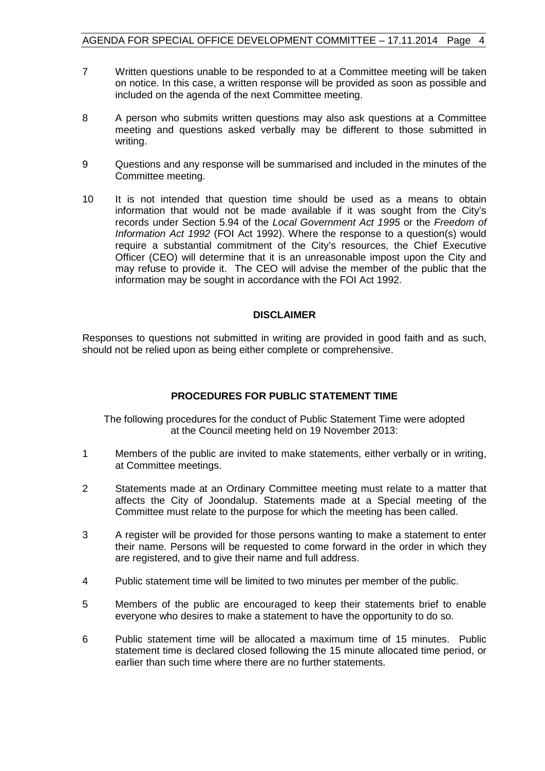7 Written questions unable to be responded to at a Committee meeting will be taken on notice. In this case, a written response will be provided as soon as possible and included on the agenda of the next Committee meeting.

8 A person who submits written questions may also ask questions at a Committee meeting and questions asked verbally may be different to those submitted in writing.

9 Questions and any response will be summarised and included in the minutes of the Committee meeting.

10 It is not intended that question time should be used as a means to obtain information that would not be made available if it was sought from the City's records under Section 5.94 of the *Local Government Act 1995* or the *Freedom of Information Act 1992* (FOI Act 1992). Where the response to a question(s) would require a substantial commitment of the City's resources, the Chief Executive Officer (CEO) will determine that it is an unreasonable impost upon the City and may refuse to provide it. The CEO will advise the member of the public that the information may be sought in accordance with the FOI Act 1992.

**DISCLAIMER**

Responses to questions not submitted in writing are provided in good faith and as such, should not be relied upon as being either complete or comprehensive.

**PROCEDURES FOR PUBLIC STATEMENT TIME**

The following procedures for the conduct of Public Statement Time were adopted at the Council meeting held on 19 November 2013:

1 Members of the public are invited to make statements, either verbally or in writing, at Committee meetings.

2 Statements made at an Ordinary Committee meeting must relate to a matter that affects the City of Joondalup. Statements made at a Special meeting of the Committee must relate to the purpose for which the meeting has been called.

3 A register will be provided for those persons wanting to make a statement to enter their name. Persons will be requested to come forward in the order in which they are registered, and to give their name and full address.

4 Public statement time will be limited to two minutes per member of the public.

5 Members of the public are encouraged to keep their statements brief to enable everyone who desires to make a statement to have the opportunity to do so.

6 Public statement time will be allocated a maximum time of 15 minutes. Public statement time is declared closed following the 15 minute allocated time period, or earlier than such time where there are no further statements.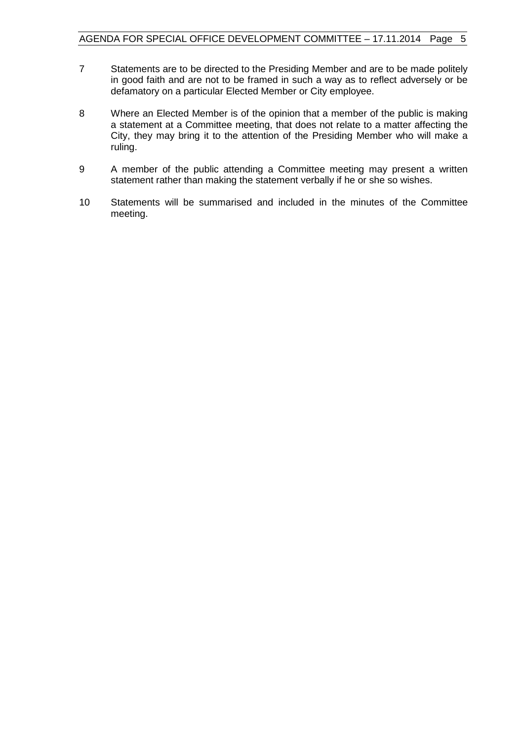7 Statements are to be directed to the Presiding Member and are to be made politely in good faith and are not to be framed in such a way as to reflect adversely or be defamatory on a particular Elected Member or City employee.

8 Where an Elected Member is of the opinion that a member of the public is making a statement at a Committee meeting, that does not relate to a matter affecting the City, they may bring it to the attention of the Presiding Member who will make a ruling.

9 A member of the public attending a Committee meeting may present a written statement rather than making the statement verbally if he or she so wishes.

10 Statements will be summarised and included in the minutes of the Committee meeting.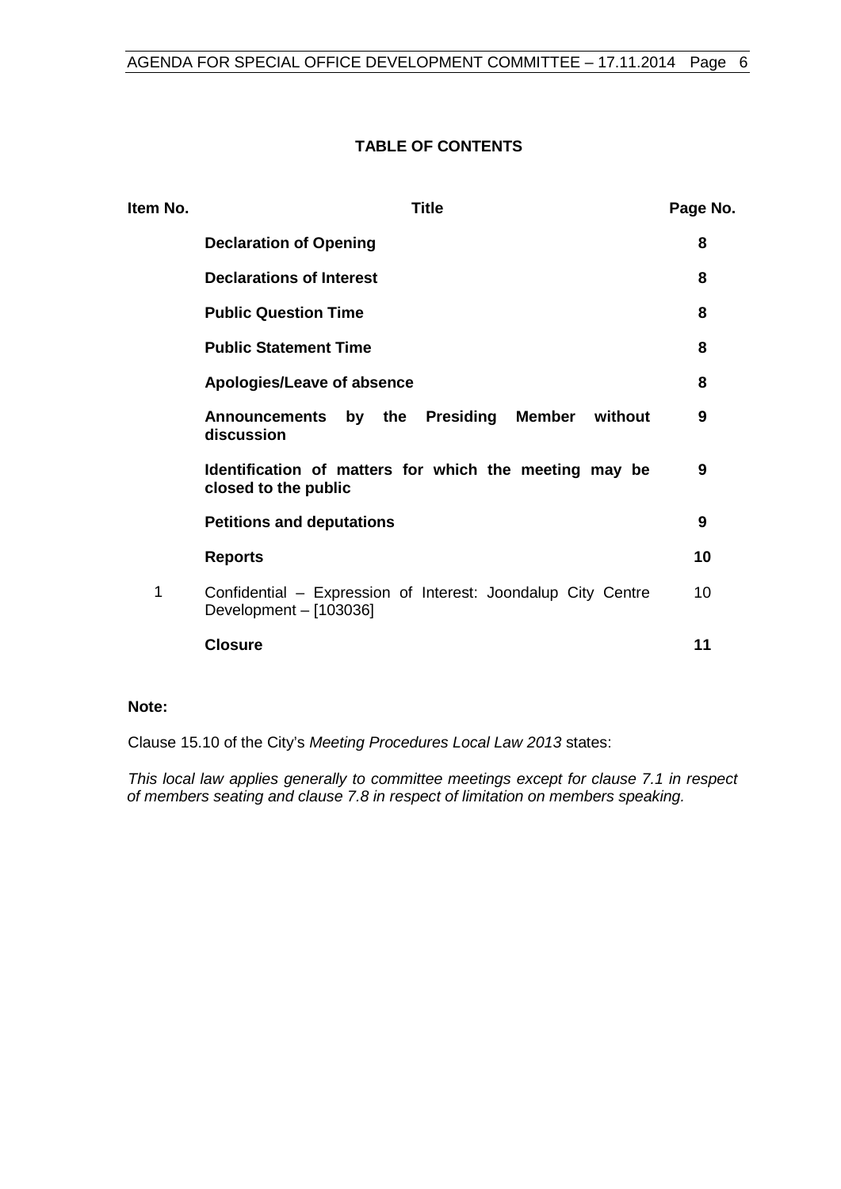## TABLE OF CONTENTS

| Item No. | Title | Page No. |
|---|---|---|
| | **Declaration of Opening** | **8** |
| | **Declarations of Interest** | **8** |
| | **Public Question Time** | **8** |
| | **Public Statement Time** | **8** |
| | **Apologies/Leave of absence** | **8** |
| | **Announcements by the Presiding Member without discussion** | **9** |
| | **Identification of matters for which the meeting may be closed to the public** | **9** |
| | **Petitions and deputations** | **9** |
| | **Reports** | **10** |
| 1 | Confidential – Expression of Interest: Joondalup City Centre Development – [103036] | 10 |
| | **Closure** | **11** |

**Note:**

Clause 15.10 of the City's *Meeting Procedures Local Law 2013* states:

*This local law applies generally to committee meetings except for clause 7.1 in respect of members seating and clause 7.8 in respect of limitation on members speaking.*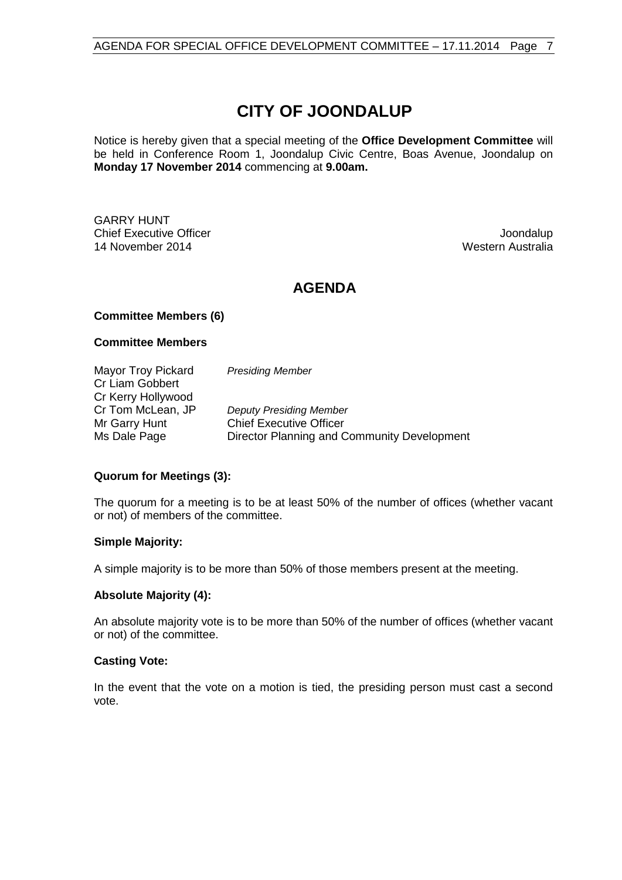# CITY OF JOONDALUP

Notice is hereby given that a special meeting of the **Office Development Committee** will be held in Conference Room 1, Joondalup Civic Centre, Boas Avenue, Joondalup on **Monday 17 November 2014** commencing at **9.00am.**

GARRY HUNT
Chief Executive Officer
14 November 2014

Joondalup
Western Australia

## AGENDA

**Committee Members (6)**

**Committee Members**

| | |
|---|---|
| Mayor Troy Pickard | *Presiding Member* |
| Cr Liam Gobbert | |
| Cr Kerry Hollywood | |
| Cr Tom McLean, JP | *Deputy Presiding Member* |
| Mr Garry Hunt | Chief Executive Officer |
| Ms Dale Page | Director Planning and Community Development |

**Quorum for Meetings (3):**

The quorum for a meeting is to be at least 50% of the number of offices (whether vacant or not) of members of the committee.

**Simple Majority:**

A simple majority is to be more than 50% of those members present at the meeting.

**Absolute Majority (4):**

An absolute majority vote is to be more than 50% of the number of offices (whether vacant or not) of the committee.

**Casting Vote:**

In the event that the vote on a motion is tied, the presiding person must cast a second vote.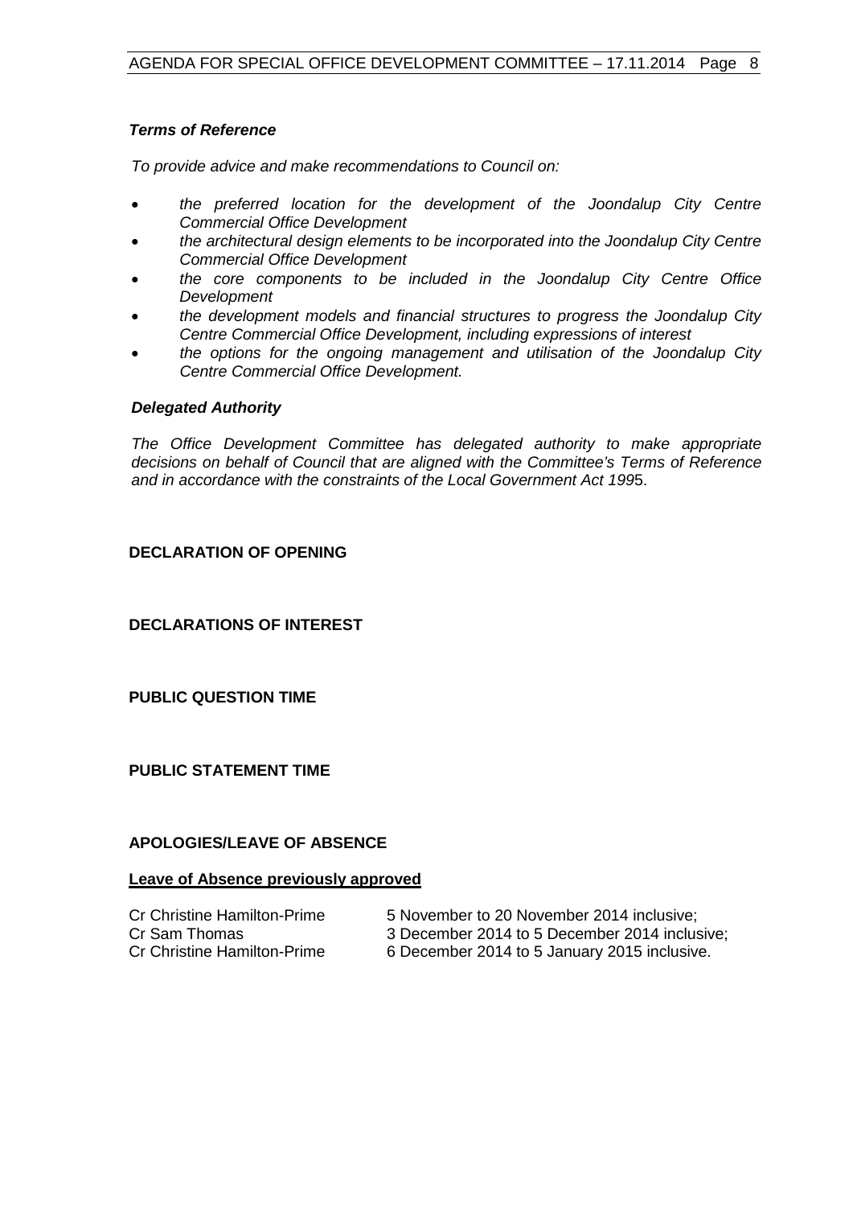### *Terms of Reference*

*To provide advice and make recommendations to Council on:*

- *the preferred location for the development of the Joondalup City Centre Commercial Office Development*
- *the architectural design elements to be incorporated into the Joondalup City Centre Commercial Office Development*
- *the core components to be included in the Joondalup City Centre Office Development*
- *the development models and financial structures to progress the Joondalup City Centre Commercial Office Development, including expressions of interest*
- *the options for the ongoing management and utilisation of the Joondalup City Centre Commercial Office Development.*

### *Delegated Authority*

*The Office Development Committee has delegated authority to make appropriate decisions on behalf of Council that are aligned with the Committee's Terms of Reference and in accordance with the constraints of the Local Government Act 199*5.

## DECLARATION OF OPENING

## DECLARATIONS OF INTEREST

## PUBLIC QUESTION TIME

## PUBLIC STATEMENT TIME

## APOLOGIES/LEAVE OF ABSENCE

**Leave of Absence previously approved**

| | |
|---|---|
| Cr Christine Hamilton-Prime | 5 November to 20 November 2014 inclusive; |
| Cr Sam Thomas | 3 December 2014 to 5 December 2014 inclusive; |
| Cr Christine Hamilton-Prime | 6 December 2014 to 5 January 2015 inclusive. |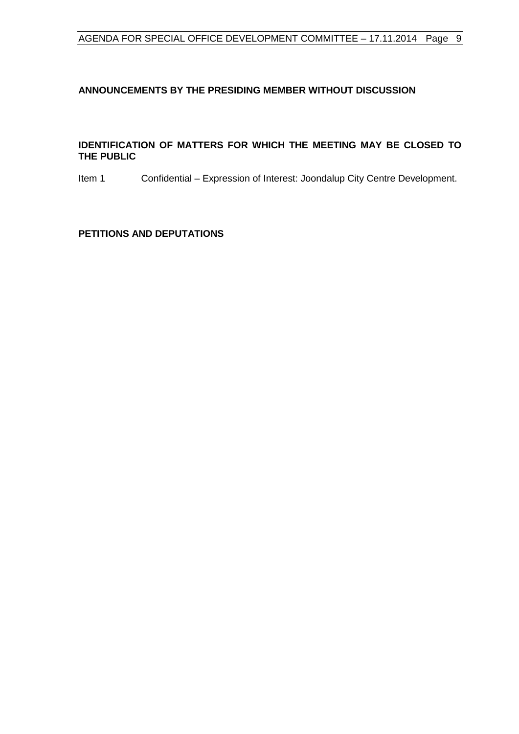**ANNOUNCEMENTS BY THE PRESIDING MEMBER WITHOUT DISCUSSION**

**IDENTIFICATION OF MATTERS FOR WHICH THE MEETING MAY BE CLOSED TO THE PUBLIC**

Item 1 Confidential – Expression of Interest: Joondalup City Centre Development.

**PETITIONS AND DEPUTATIONS**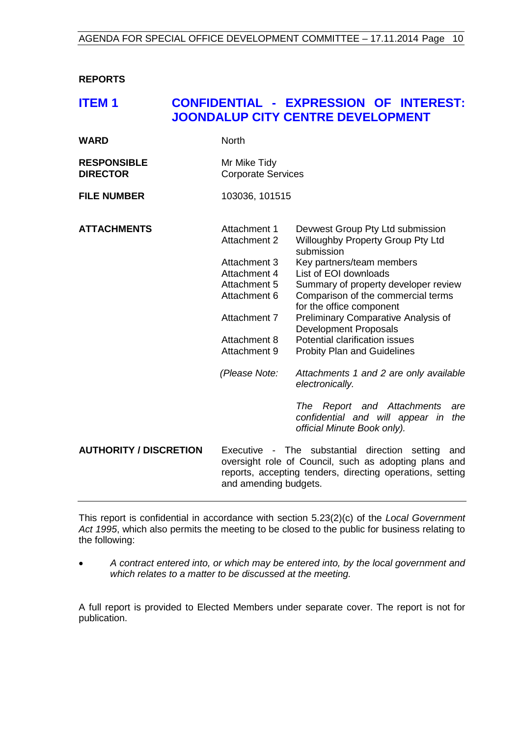## REPORTS

## ITEM 1 CONFIDENTIAL - EXPRESSION OF INTEREST: JOONDALUP CITY CENTRE DEVELOPMENT

| | |
|---|---|
| **WARD** | North |
| **RESPONSIBLE DIRECTOR** | Mr Mike Tidy<br>Corporate Services |
| **FILE NUMBER** | 103036, 101515 |

**ATTACHMENTS**

| | |
|---|---|
| Attachment 1 | Devwest Group Pty Ltd submission |
| Attachment 2 | Willoughby Property Group Pty Ltd submission |
| Attachment 3 | Key partners/team members |
| Attachment 4 | List of EOI downloads |
| Attachment 5 | Summary of property developer review |
| Attachment 6 | Comparison of the commercial terms for the office component |
| Attachment 7 | Preliminary Comparative Analysis of Development Proposals |
| Attachment 8 | Potential clarification issues |
| Attachment 9 | Probity Plan and Guidelines |

*(Please Note:* *Attachments 1 and 2 are only available electronically.*

*The Report and Attachments are confidential and will appear in the official Minute Book only).*

**AUTHORITY / DISCRETION** Executive - The substantial direction setting and oversight role of Council, such as adopting plans and reports, accepting tenders, directing operations, setting and amending budgets.

---

This report is confidential in accordance with section 5.23(2)(c) of the *Local Government Act 1995*, which also permits the meeting to be closed to the public for business relating to the following:

- *A contract entered into, or which may be entered into, by the local government and which relates to a matter to be discussed at the meeting.*

A full report is provided to Elected Members under separate cover. The report is not for publication.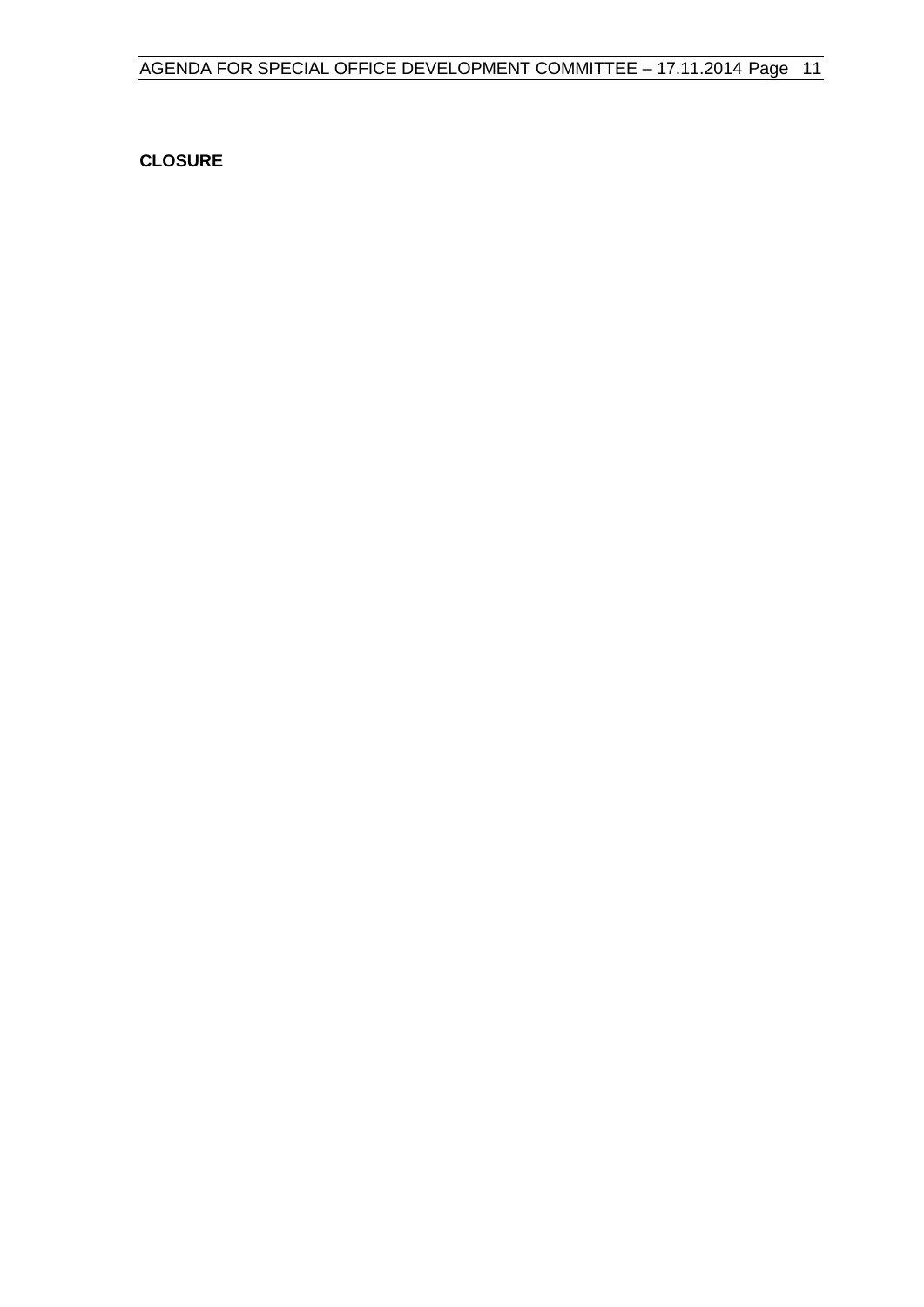**CLOSURE**